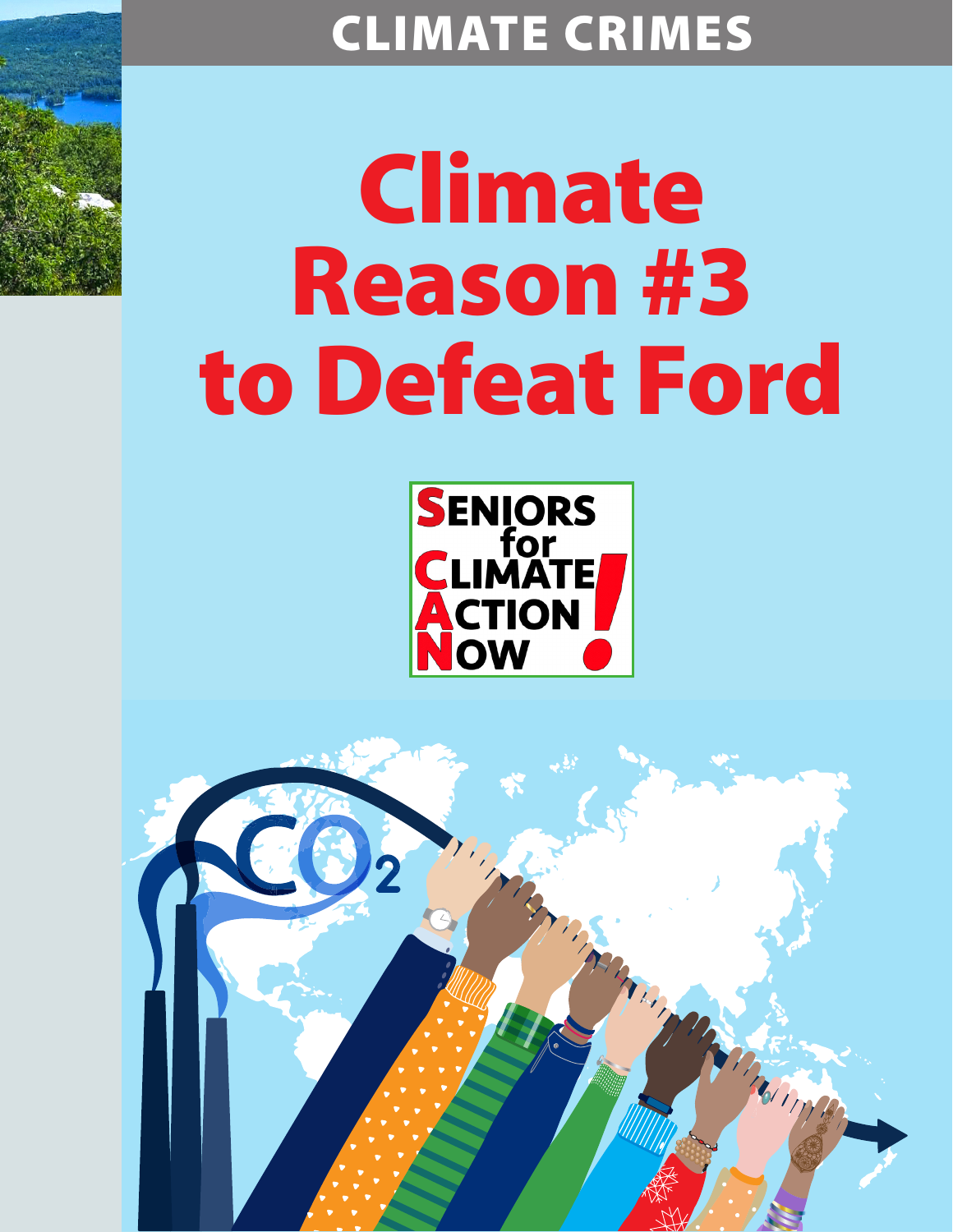CLIMATE CRIMES

# Climate Reason #3 to Defeat Ford

SENIORS for CLIMATE ACTION NOW!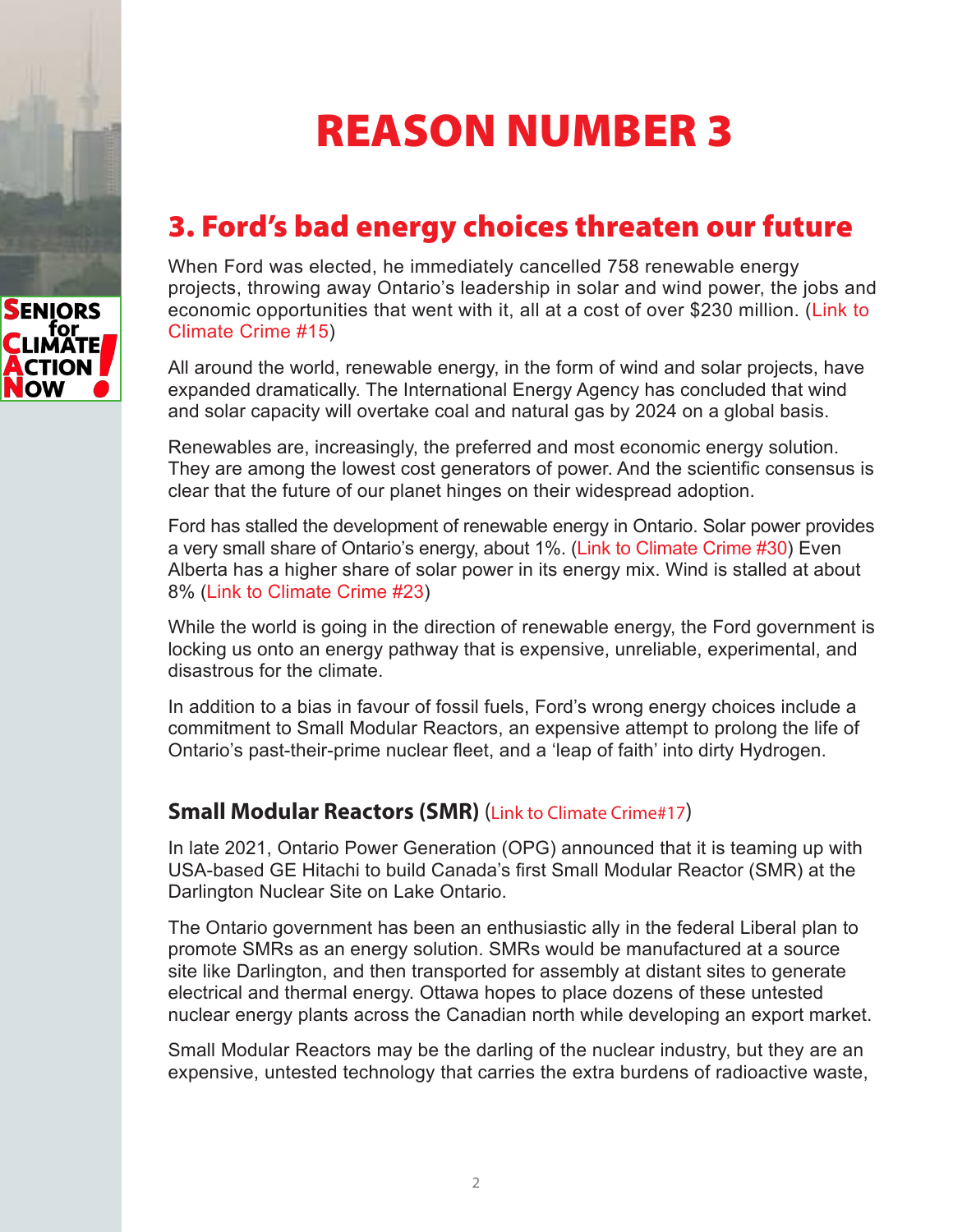# REASON NUMBER 3

## 3. Ford's bad energy choices threaten our future

When Ford was elected, he immediately cancelled 758 renewable energy projects, throwing away Ontario's leadership in solar and wind power, the jobs and economic opportunities that went with it, all at a cost of over $230 million. (Link to Climate Crime #15)

All around the world, renewable energy, in the form of wind and solar projects, have expanded dramatically. The International Energy Agency has concluded that wind and solar capacity will overtake coal and natural gas by 2024 on a global basis.

Renewables are, increasingly, the preferred and most economic energy solution. They are among the lowest cost generators of power. And the scientific consensus is clear that the future of our planet hinges on their widespread adoption.

Ford has stalled the development of renewable energy in Ontario. Solar power provides a very small share of Ontario's energy, about 1%. (Link to Climate Crime #30) Even Alberta has a higher share of solar power in its energy mix. Wind is stalled at about 8% (Link to Climate Crime #23)

While the world is going in the direction of renewable energy, the Ford government is locking us onto an energy pathway that is expensive, unreliable, experimental, and disastrous for the climate.

In addition to a bias in favour of fossil fuels, Ford's wrong energy choices include a commitment to Small Modular Reactors, an expensive attempt to prolong the life of Ontario's past-their-prime nuclear fleet, and a 'leap of faith' into dirty Hydrogen.

### Small Modular Reactors (SMR) (Link to Climate Crime#17)

In late 2021, Ontario Power Generation (OPG) announced that it is teaming up with USA-based GE Hitachi to build Canada's first Small Modular Reactor (SMR) at the Darlington Nuclear Site on Lake Ontario.

The Ontario government has been an enthusiastic ally in the federal Liberal plan to promote SMRs as an energy solution. SMRs would be manufactured at a source site like Darlington, and then transported for assembly at distant sites to generate electrical and thermal energy. Ottawa hopes to place dozens of these untested nuclear energy plants across the Canadian north while developing an export market.

Small Modular Reactors may be the darling of the nuclear industry, but they are an expensive, untested technology that carries the extra burdens of radioactive waste,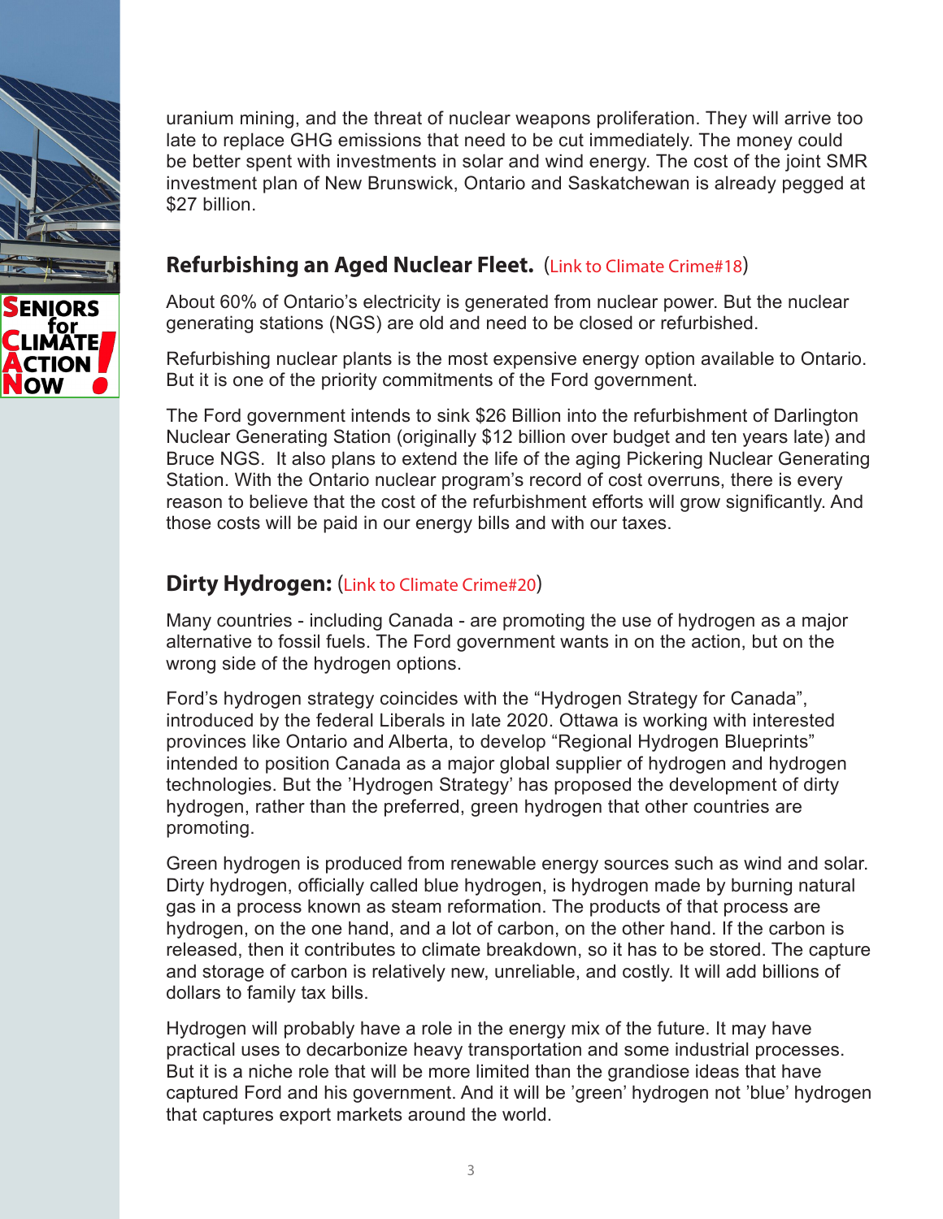uranium mining, and the threat of nuclear weapons proliferation. They will arrive too late to replace GHG emissions that need to be cut immediately. The money could be better spent with investments in solar and wind energy. The cost of the joint SMR investment plan of New Brunswick, Ontario and Saskatchewan is already pegged at $27 billion.

## **Refurbishing an Aged Nuclear Fleet.** (Link to Climate Crime#18)

About 60% of Ontario's electricity is generated from nuclear power. But the nuclear generating stations (NGS) are old and need to be closed or refurbished.

Refurbishing nuclear plants is the most expensive energy option available to Ontario. But it is one of the priority commitments of the Ford government.

The Ford government intends to sink $26 Billion into the refurbishment of Darlington Nuclear Generating Station (originally $12 billion over budget and ten years late) and Bruce NGS. It also plans to extend the life of the aging Pickering Nuclear Generating Station. With the Ontario nuclear program's record of cost overruns, there is every reason to believe that the cost of the refurbishment efforts will grow significantly. And those costs will be paid in our energy bills and with our taxes.

## **Dirty Hydrogen:** (Link to Climate Crime#20)

Many countries - including Canada - are promoting the use of hydrogen as a major alternative to fossil fuels. The Ford government wants in on the action, but on the wrong side of the hydrogen options.

Ford's hydrogen strategy coincides with the "Hydrogen Strategy for Canada", introduced by the federal Liberals in late 2020. Ottawa is working with interested provinces like Ontario and Alberta, to develop "Regional Hydrogen Blueprints" intended to position Canada as a major global supplier of hydrogen and hydrogen technologies. But the 'Hydrogen Strategy' has proposed the development of dirty hydrogen, rather than the preferred, green hydrogen that other countries are promoting.

Green hydrogen is produced from renewable energy sources such as wind and solar. Dirty hydrogen, officially called blue hydrogen, is hydrogen made by burning natural gas in a process known as steam reformation. The products of that process are hydrogen, on the one hand, and a lot of carbon, on the other hand. If the carbon is released, then it contributes to climate breakdown, so it has to be stored. The capture and storage of carbon is relatively new, unreliable, and costly. It will add billions of dollars to family tax bills.

Hydrogen will probably have a role in the energy mix of the future. It may have practical uses to decarbonize heavy transportation and some industrial processes. But it is a niche role that will be more limited than the grandiose ideas that have captured Ford and his government. And it will be 'green' hydrogen not 'blue' hydrogen that captures export markets around the world.